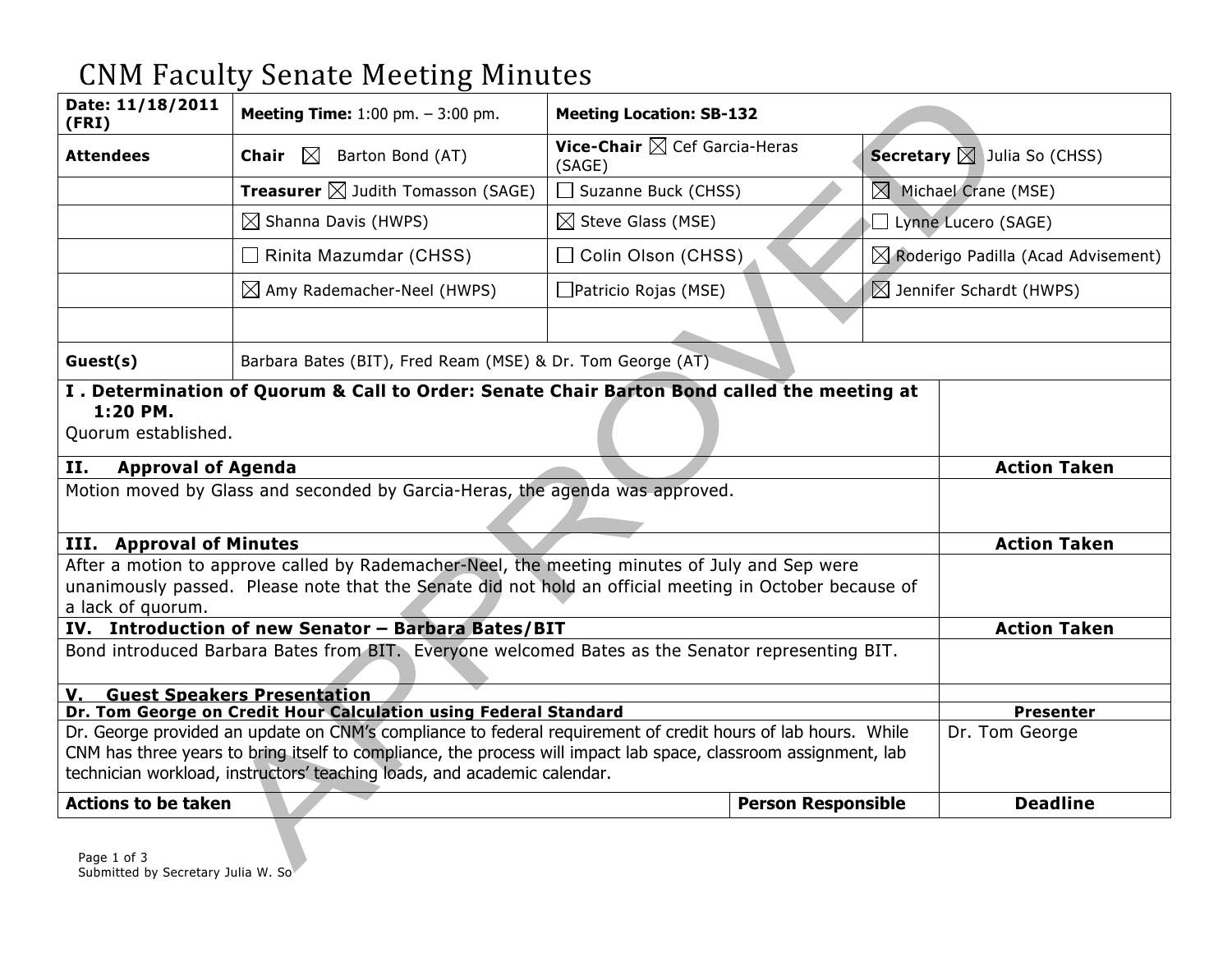# CNM Faculty Senate Meeting Minutes

| Date: 11/18/2011 (FRI) | Meeting Time: 1:00 pm. – 3:00 pm. | Meeting Location: SB-132 | |
|---|---|---|---|
| **Attendees** | **Chair** ☒ Barton Bond (AT) | **Vice-Chair** ☒ Cef Garcia-Heras (SAGE) | **Secretary** ☒ Julia So (CHSS) |
| | **Treasurer** ☒ Judith Tomasson (SAGE) | ☐ Suzanne Buck (CHSS) | ☒ Michael Crane (MSE) |
| | ☒ Shanna Davis (HWPS) | ☒ Steve Glass (MSE) | ☐ Lynne Lucero (SAGE) |
| | ☐ Rinita Mazumdar (CHSS) | ☐ Colin Olson (CHSS) | ☒ Roderigo Padilla (Acad Advisement) |
| | ☒ Amy Rademacher-Neel (HWPS) | ☐ Patricio Rojas (MSE) | ☒ Jennifer Schardt (HWPS) |
| | | | |
| **Guest(s)** | Barbara Bates (BIT), Fred Ream (MSE) & Dr. Tom George (AT) | | |

| | |
|---|---|
| **I . Determination of Quorum & Call to Order: Senate Chair Barton Bond called the meeting at 1:20 PM.** Quorum established. | |
| **II. Approval of Agenda** | **Action Taken** |
| Motion moved by Glass and seconded by Garcia-Heras, the agenda was approved. | |
| **III. Approval of Minutes** | **Action Taken** |
| After a motion to approve called by Rademacher-Neel, the meeting minutes of July and Sep were unanimously passed. Please note that the Senate did not hold an official meeting in October because of a lack of quorum. | |
| **IV. Introduction of new Senator – Barbara Bates/BIT** | **Action Taken** |
| Bond introduced Barbara Bates from BIT. Everyone welcomed Bates as the Senator representing BIT. | |
| **V. Guest Speakers Presentation** | |
| **Dr. Tom George on Credit Hour Calculation using Federal Standard** | **Presenter** |
| Dr. George provided an update on CNM's compliance to federal requirement of credit hours of lab hours. While CNM has three years to bring itself to compliance, the process will impact lab space, classroom assignment, lab technician workload, instructors' teaching loads, and academic calendar. | Dr. Tom George |

| Actions to be taken | Person Responsible | Deadline |
|---|---|---|

Submitted by Secretary Julia W. So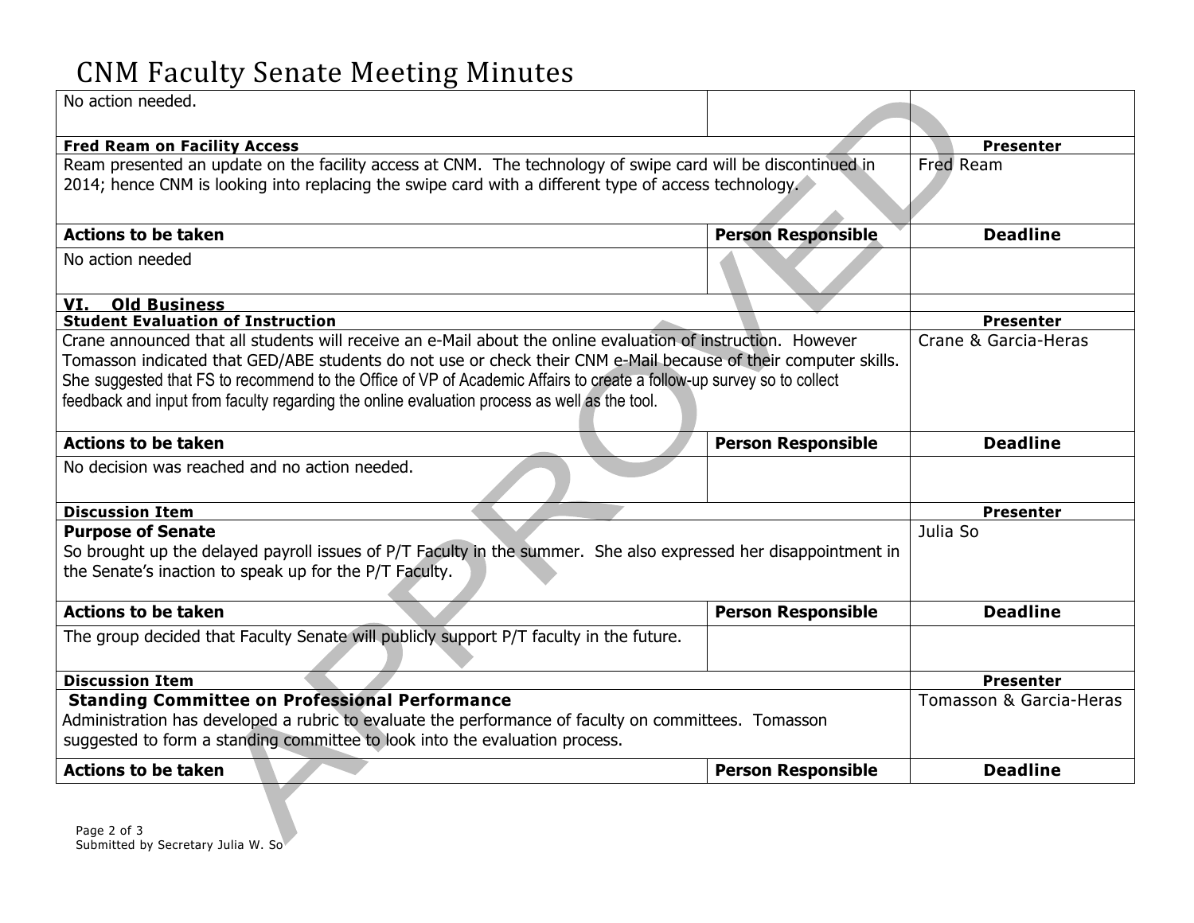| No action needed. | | |
|---|---|---|
| **Fred Ream on Facility Access** | | **Presenter** |
| Ream presented an update on the facility access at CNM. The technology of swipe card will be discontinued in 2014; hence CNM is looking into replacing the swipe card with a different type of access technology. | | Fred Ream |
| **Actions to be taken** | **Person Responsible** | **Deadline** |
| No action needed | | |
| **VI. Old Business** | | |
| **Student Evaluation of Instruction** | | **Presenter** |
| Crane announced that all students will receive an e-Mail about the online evaluation of instruction. However Tomasson indicated that GED/ABE students do not use or check their CNM e-Mail because of their computer skills. She suggested that FS to recommend to the Office of VP of Academic Affairs to create a follow-up survey so to collect feedback and input from faculty regarding the online evaluation process as well as the tool. | | Crane & Garcia-Heras |
| **Actions to be taken** | **Person Responsible** | **Deadline** |
| No decision was reached and no action needed. | | |
| **Discussion Item** | | **Presenter** |
| **Purpose of Senate** So brought up the delayed payroll issues of P/T Faculty in the summer. She also expressed her disappointment in the Senate's inaction to speak up for the P/T Faculty. | | Julia So |
| **Actions to be taken** | **Person Responsible** | **Deadline** |
| The group decided that Faculty Senate will publicly support P/T faculty in the future. | | |
| **Discussion Item** | | **Presenter** |
| **Standing Committee on Professional Performance** Administration has developed a rubric to evaluate the performance of faculty on committees. Tomasson suggested to form a standing committee to look into the evaluation process. | | Tomasson & Garcia-Heras |
| **Actions to be taken** | **Person Responsible** | **Deadline** |

Submitted by Secretary Julia W. So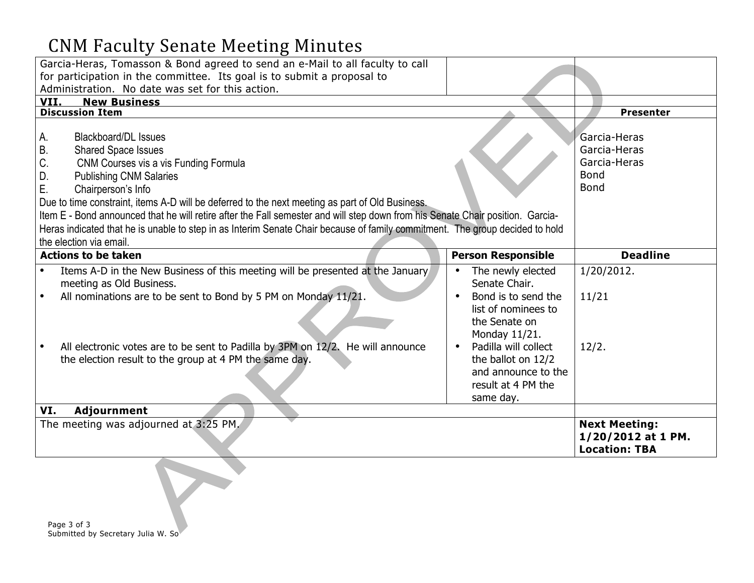# CNM Faculty Senate Meeting Minutes

| | | |
|---|---|---|
| Garcia-Heras, Tomasson & Bond agreed to send an e-Mail to all faculty to call for participation in the committee. Its goal is to submit a proposal to Administration. No date was set for this action. | | |

## VII. New Business

| Discussion Item | Presenter |
|---|---|
| A. Blackboard/DL Issues | Garcia-Heras |
| B. Shared Space Issues | Garcia-Heras |
| C. CNM Courses vis a vis Funding Formula | Garcia-Heras |
| D. Publishing CNM Salaries | Bond |
| E. Chairperson's Info | Bond |

Due to time constraint, items A-D will be deferred to the next meeting as part of Old Business.

Item E - Bond announced that he will retire after the Fall semester and will step down from his Senate Chair position. Garcia-Heras indicated that he is unable to step in as Interim Senate Chair because of family commitment. The group decided to hold the election via email.

| Actions to be taken | Person Responsible | Deadline |
|---|---|---|
| • Items A-D in the New Business of this meeting will be presented at the January meeting as Old Business. | • The newly elected Senate Chair. | 1/20/2012. |
| • All nominations are to be sent to Bond by 5 PM on Monday 11/21. | • Bond is to send the list of nominees to the Senate on Monday 11/21. | 11/21 |
| • All electronic votes are to be sent to Padilla by 3PM on 12/2. He will announce the election result to the group at 4 PM the same day. | • Padilla will collect the ballot on 12/2 and announce to the result at 4 PM the same day. | 12/2. |

## VI. Adjournment

| | |
|---|---|
| The meeting was adjourned at 3:25 PM. | **Next Meeting: 1/20/2012 at 1 PM. Location: TBA** |

Submitted by Secretary Julia W. So